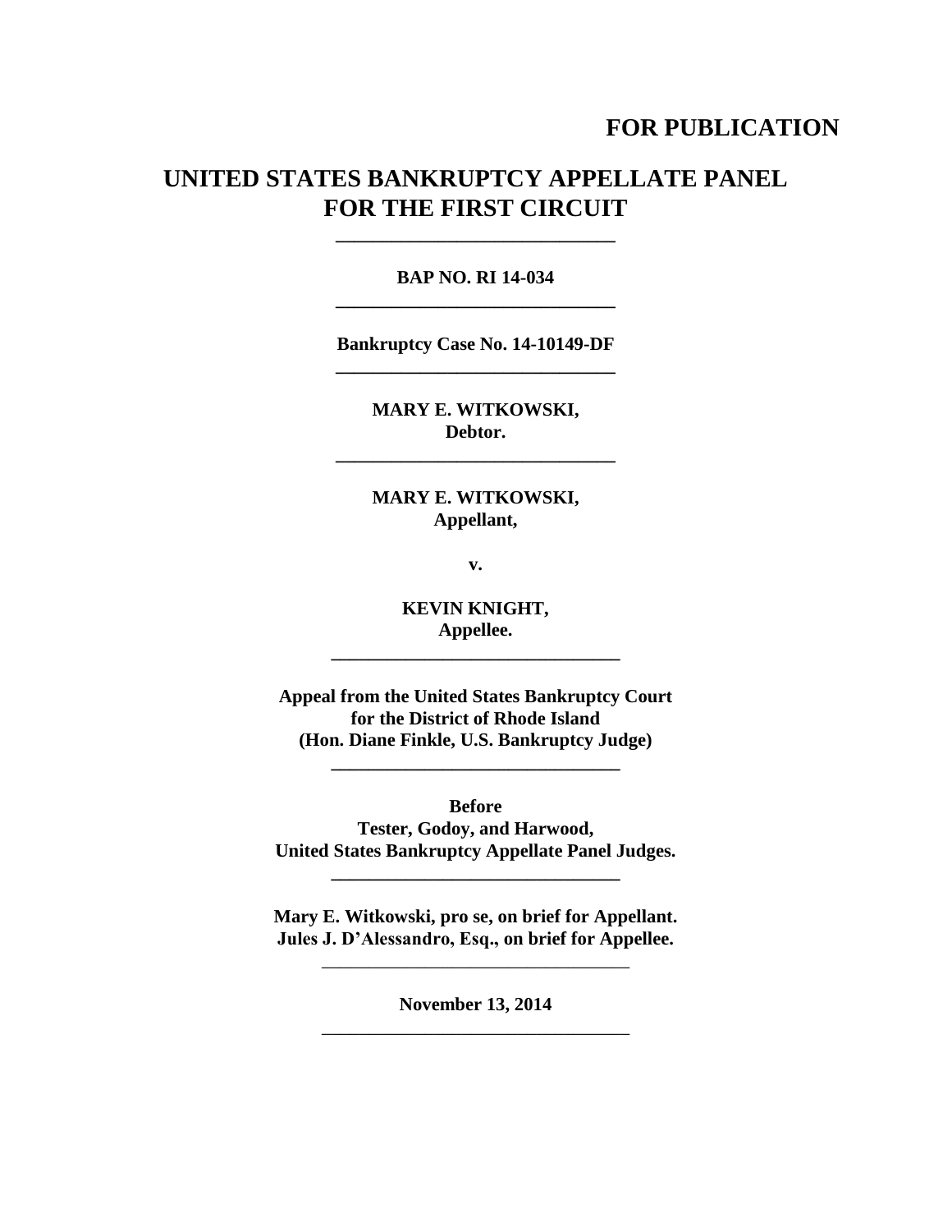**FOR PUBLICATION**

# UNITED STATES BANKRUPTCY APPELLATE PANEL FOR THE FIRST CIRCUIT

---

**BAP NO. RI 14-034**

---

**Bankruptcy Case No. 14-10149-DF**

---

**MARY E. WITKOWSKI,**
**Debtor.**

---

**MARY E. WITKOWSKI,**
**Appellant,**

**v.**

**KEVIN KNIGHT,**
**Appellee.**

---

**Appeal from the United States Bankruptcy Court**
**for the District of Rhode Island**
**(Hon. Diane Finkle, U.S. Bankruptcy Judge)**

---

**Before**
**Tester, Godoy, and Harwood,**
**United States Bankruptcy Appellate Panel Judges.**

---

**Mary E. Witkowski, pro se, on brief for Appellant.**
**Jules J. D'Alessandro, Esq., on brief for Appellee.**

---

**November 13, 2014**

---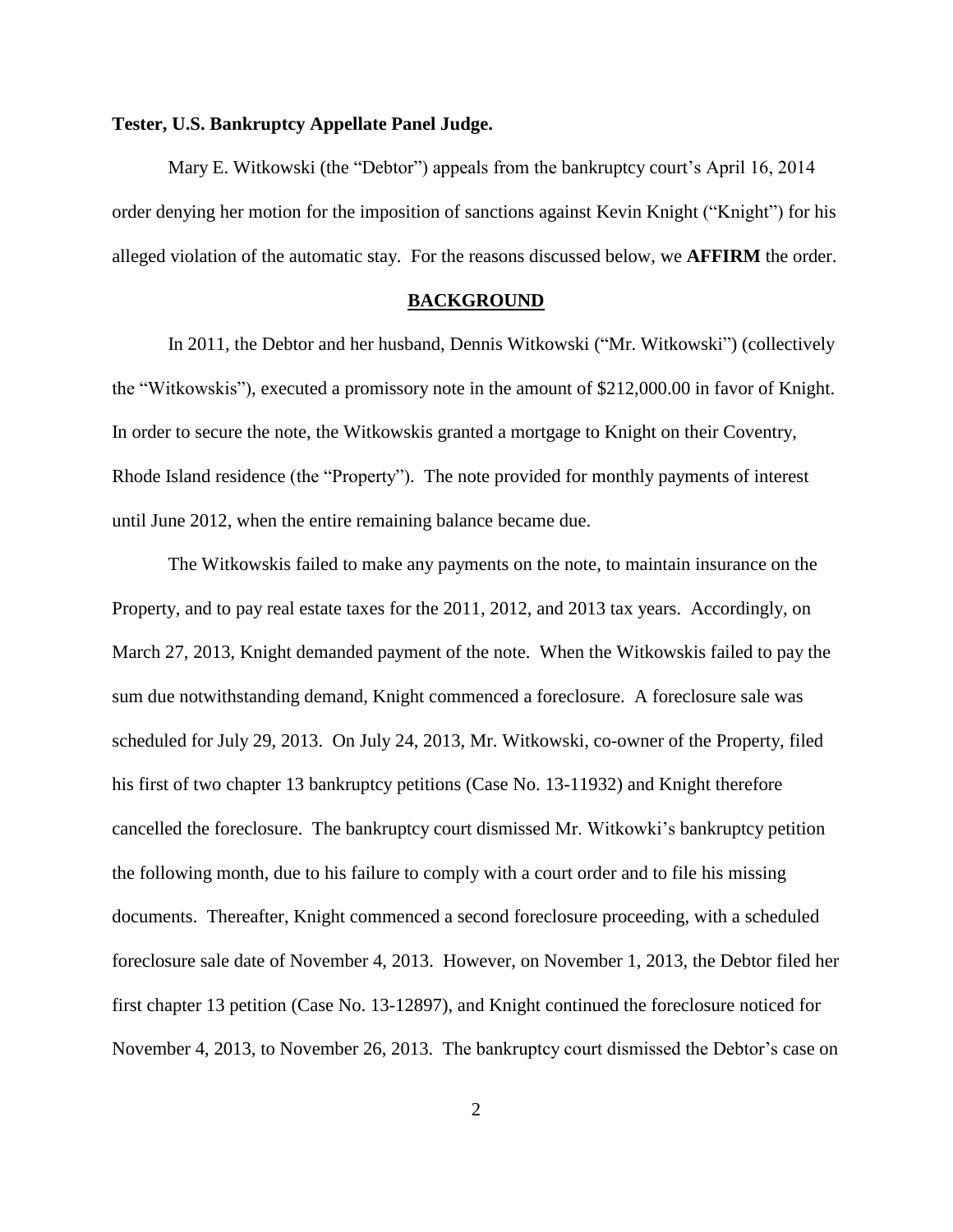**Tester, U.S. Bankruptcy Appellate Panel Judge.**

Mary E. Witkowski (the "Debtor") appeals from the bankruptcy court's April 16, 2014 order denying her motion for the imposition of sanctions against Kevin Knight ("Knight") for his alleged violation of the automatic stay. For the reasons discussed below, we **AFFIRM** the order.

## BACKGROUND

In 2011, the Debtor and her husband, Dennis Witkowski ("Mr. Witkowski") (collectively the "Witkowskis"), executed a promissory note in the amount of $212,000.00 in favor of Knight. In order to secure the note, the Witkowskis granted a mortgage to Knight on their Coventry, Rhode Island residence (the "Property"). The note provided for monthly payments of interest until June 2012, when the entire remaining balance became due.

The Witkowskis failed to make any payments on the note, to maintain insurance on the Property, and to pay real estate taxes for the 2011, 2012, and 2013 tax years. Accordingly, on March 27, 2013, Knight demanded payment of the note. When the Witkowskis failed to pay the sum due notwithstanding demand, Knight commenced a foreclosure. A foreclosure sale was scheduled for July 29, 2013. On July 24, 2013, Mr. Witkowski, co-owner of the Property, filed his first of two chapter 13 bankruptcy petitions (Case No. 13-11932) and Knight therefore cancelled the foreclosure. The bankruptcy court dismissed Mr. Witkowki's bankruptcy petition the following month, due to his failure to comply with a court order and to file his missing documents. Thereafter, Knight commenced a second foreclosure proceeding, with a scheduled foreclosure sale date of November 4, 2013. However, on November 1, 2013, the Debtor filed her first chapter 13 petition (Case No. 13-12897), and Knight continued the foreclosure noticed for November 4, 2013, to November 26, 2013. The bankruptcy court dismissed the Debtor's case on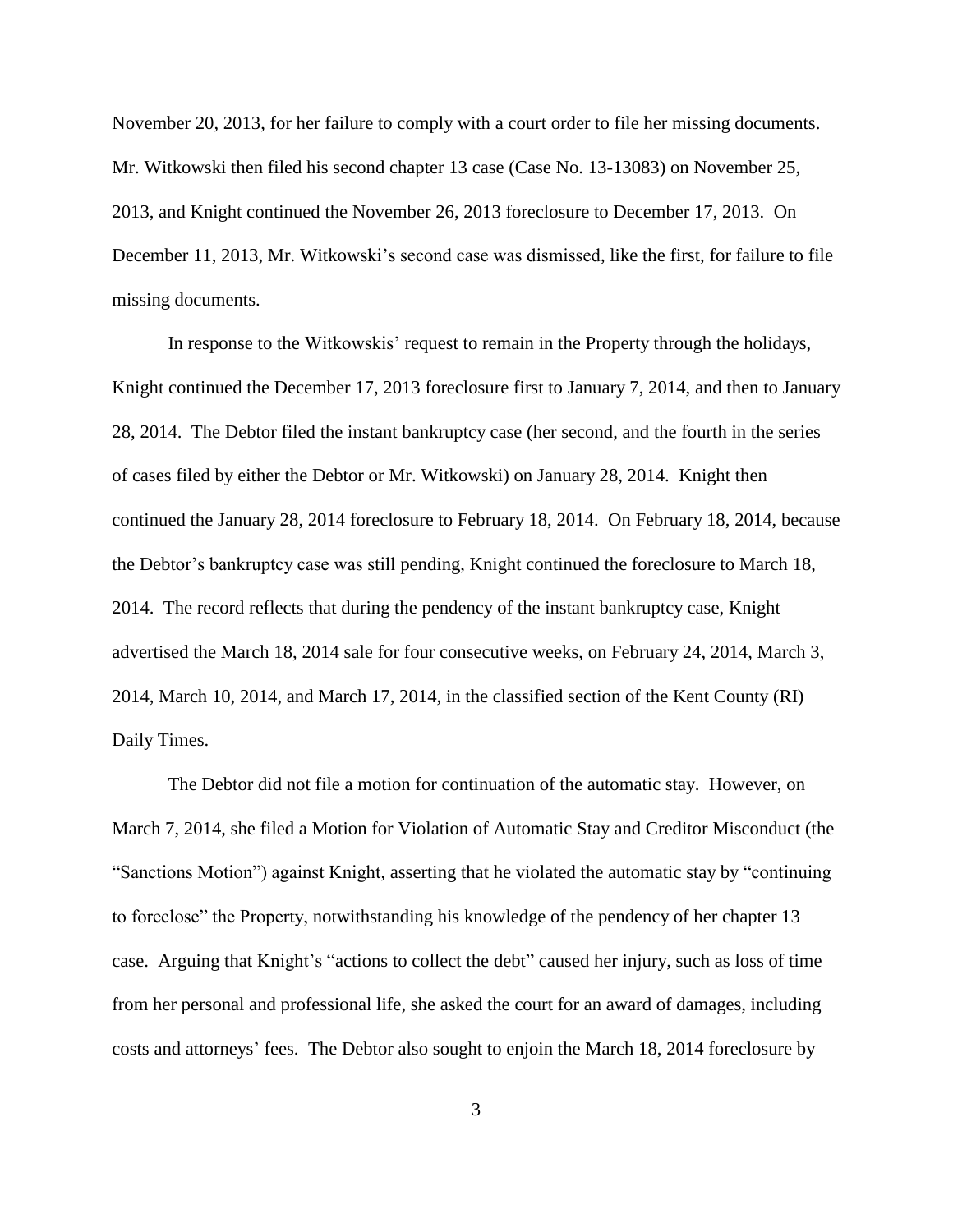November 20, 2013, for her failure to comply with a court order to file her missing documents. Mr. Witkowski then filed his second chapter 13 case (Case No. 13-13083) on November 25, 2013, and Knight continued the November 26, 2013 foreclosure to December 17, 2013. On December 11, 2013, Mr. Witkowski's second case was dismissed, like the first, for failure to file missing documents.

In response to the Witkowskis' request to remain in the Property through the holidays, Knight continued the December 17, 2013 foreclosure first to January 7, 2014, and then to January 28, 2014. The Debtor filed the instant bankruptcy case (her second, and the fourth in the series of cases filed by either the Debtor or Mr. Witkowski) on January 28, 2014. Knight then continued the January 28, 2014 foreclosure to February 18, 2014. On February 18, 2014, because the Debtor's bankruptcy case was still pending, Knight continued the foreclosure to March 18, 2014. The record reflects that during the pendency of the instant bankruptcy case, Knight advertised the March 18, 2014 sale for four consecutive weeks, on February 24, 2014, March 3, 2014, March 10, 2014, and March 17, 2014, in the classified section of the Kent County (RI) Daily Times.

The Debtor did not file a motion for continuation of the automatic stay. However, on March 7, 2014, she filed a Motion for Violation of Automatic Stay and Creditor Misconduct (the "Sanctions Motion") against Knight, asserting that he violated the automatic stay by "continuing to foreclose" the Property, notwithstanding his knowledge of the pendency of her chapter 13 case. Arguing that Knight's "actions to collect the debt" caused her injury, such as loss of time from her personal and professional life, she asked the court for an award of damages, including costs and attorneys' fees. The Debtor also sought to enjoin the March 18, 2014 foreclosure by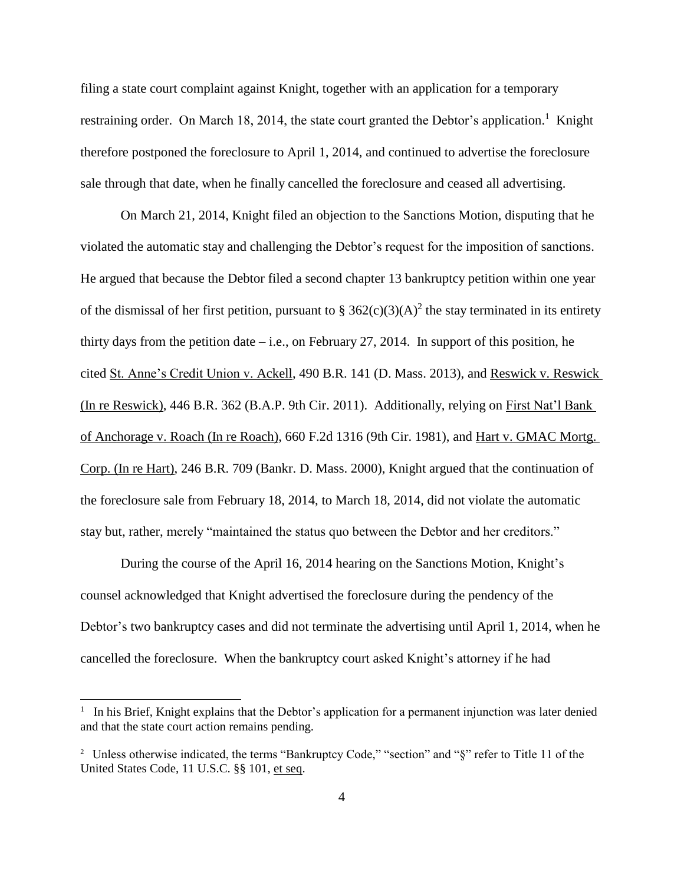filing a state court complaint against Knight, together with an application for a temporary restraining order. On March 18, 2014, the state court granted the Debtor's application.[1] Knight therefore postponed the foreclosure to April 1, 2014, and continued to advertise the foreclosure sale through that date, when he finally cancelled the foreclosure and ceased all advertising.

On March 21, 2014, Knight filed an objection to the Sanctions Motion, disputing that he violated the automatic stay and challenging the Debtor's request for the imposition of sanctions. He argued that because the Debtor filed a second chapter 13 bankruptcy petition within one year of the dismissal of her first petition, pursuant to § 362(c)(3)(A)[2] the stay terminated in its entirety thirty days from the petition date – i.e., on February 27, 2014. In support of this position, he cited St. Anne's Credit Union v. Ackell, 490 B.R. 141 (D. Mass. 2013), and Reswick v. Reswick (In re Reswick), 446 B.R. 362 (B.A.P. 9th Cir. 2011). Additionally, relying on First Nat'l Bank of Anchorage v. Roach (In re Roach), 660 F.2d 1316 (9th Cir. 1981), and Hart v. GMAC Mortg. Corp. (In re Hart), 246 B.R. 709 (Bankr. D. Mass. 2000), Knight argued that the continuation of the foreclosure sale from February 18, 2014, to March 18, 2014, did not violate the automatic stay but, rather, merely "maintained the status quo between the Debtor and her creditors."

During the course of the April 16, 2014 hearing on the Sanctions Motion, Knight's counsel acknowledged that Knight advertised the foreclosure during the pendency of the Debtor's two bankruptcy cases and did not terminate the advertising until April 1, 2014, when he cancelled the foreclosure. When the bankruptcy court asked Knight's attorney if he had

---

[1] In his Brief, Knight explains that the Debtor's application for a permanent injunction was later denied and that the state court action remains pending.

[2] Unless otherwise indicated, the terms "Bankruptcy Code," "section" and "§" refer to Title 11 of the United States Code, 11 U.S.C. §§ 101, et seq.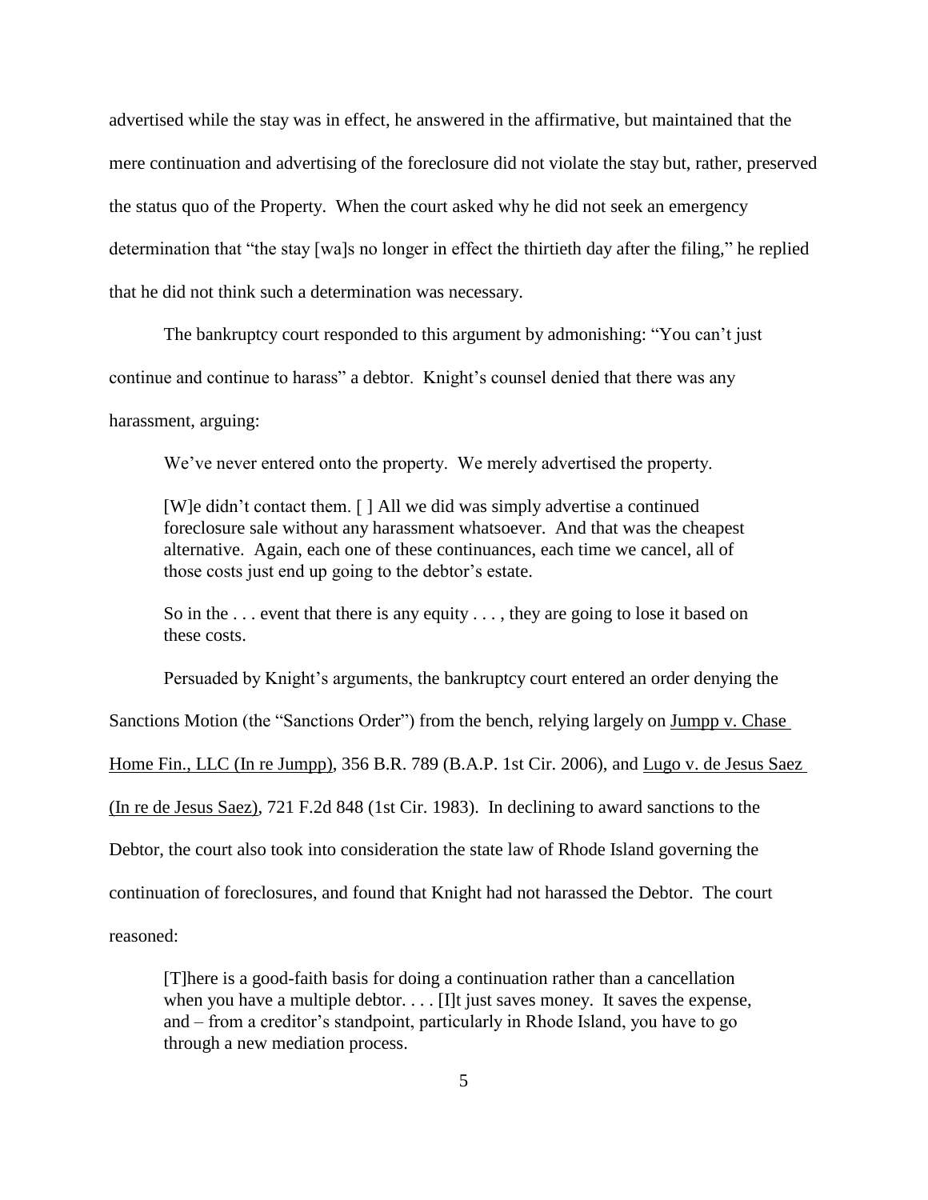advertised while the stay was in effect, he answered in the affirmative, but maintained that the mere continuation and advertising of the foreclosure did not violate the stay but, rather, preserved the status quo of the Property. When the court asked why he did not seek an emergency determination that "the stay [wa]s no longer in effect the thirtieth day after the filing," he replied that he did not think such a determination was necessary.

The bankruptcy court responded to this argument by admonishing: "You can't just continue and continue to harass" a debtor. Knight's counsel denied that there was any harassment, arguing:

> We've never entered onto the property. We merely advertised the property.
>
> [W]e didn't contact them. [ ] All we did was simply advertise a continued foreclosure sale without any harassment whatsoever. And that was the cheapest alternative. Again, each one of these continuances, each time we cancel, all of those costs just end up going to the debtor's estate.
>
> So in the . . . event that there is any equity . . . , they are going to lose it based on these costs.

Persuaded by Knight's arguments, the bankruptcy court entered an order denying the Sanctions Motion (the "Sanctions Order") from the bench, relying largely on Jumpp v. Chase Home Fin., LLC (In re Jumpp), 356 B.R. 789 (B.A.P. 1st Cir. 2006), and Lugo v. de Jesus Saez (In re de Jesus Saez), 721 F.2d 848 (1st Cir. 1983). In declining to award sanctions to the Debtor, the court also took into consideration the state law of Rhode Island governing the continuation of foreclosures, and found that Knight had not harassed the Debtor. The court reasoned:

> [T]here is a good-faith basis for doing a continuation rather than a cancellation when you have a multiple debtor. . . . [I]t just saves money. It saves the expense, and – from a creditor's standpoint, particularly in Rhode Island, you have to go through a new mediation process.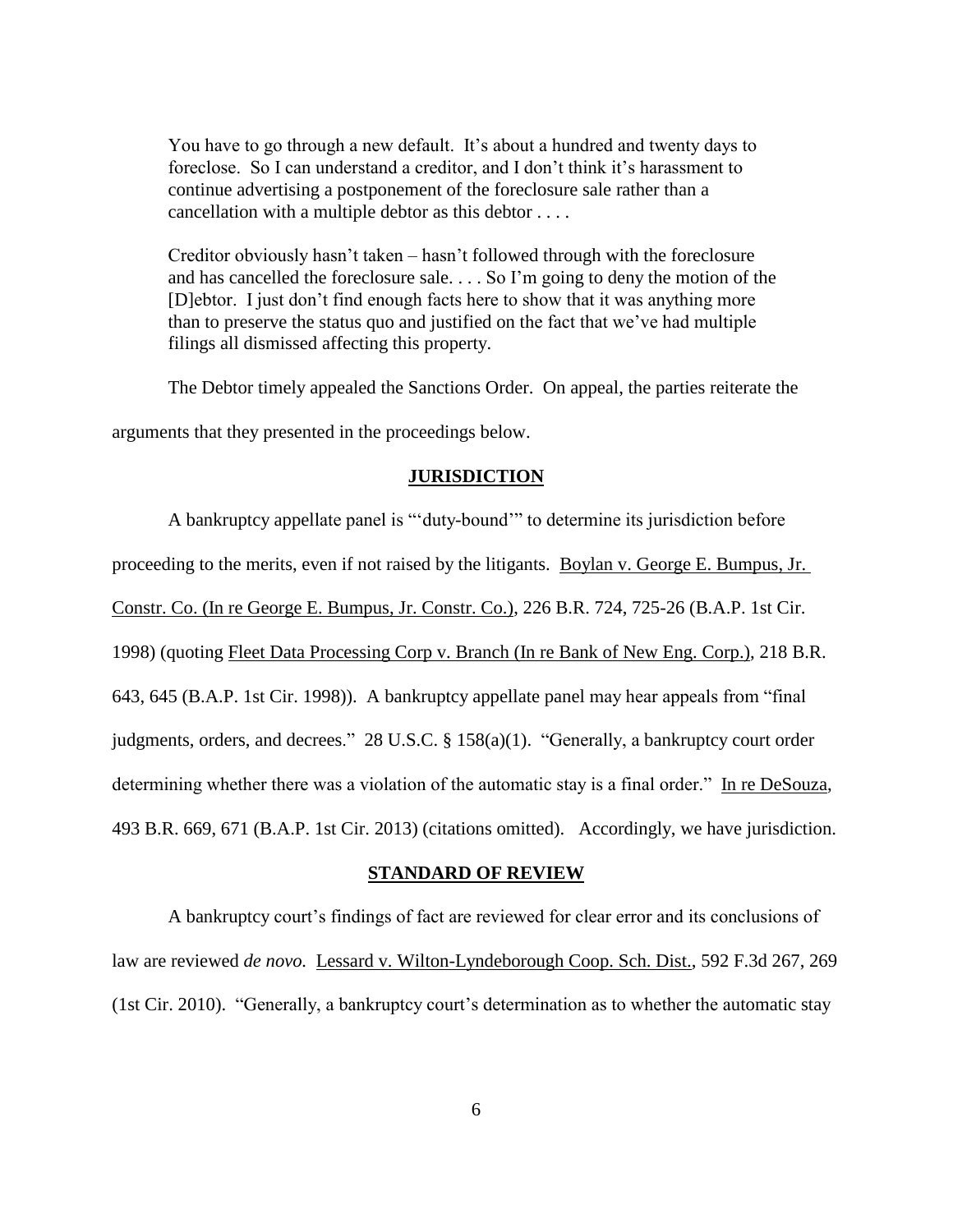> You have to go through a new default. It's about a hundred and twenty days to foreclose. So I can understand a creditor, and I don't think it's harassment to continue advertising a postponement of the foreclosure sale rather than a cancellation with a multiple debtor as this debtor . . . .
>
> Creditor obviously hasn't taken – hasn't followed through with the foreclosure and has cancelled the foreclosure sale. . . . So I'm going to deny the motion of the [D]ebtor. I just don't find enough facts here to show that it was anything more than to preserve the status quo and justified on the fact that we've had multiple filings all dismissed affecting this property.

The Debtor timely appealed the Sanctions Order. On appeal, the parties reiterate the arguments that they presented in the proceedings below.

## JURISDICTION

A bankruptcy appellate panel is "'duty-bound'" to determine its jurisdiction before proceeding to the merits, even if not raised by the litigants. Boylan v. George E. Bumpus, Jr. Constr. Co. (In re George E. Bumpus, Jr. Constr. Co.), 226 B.R. 724, 725-26 (B.A.P. 1st Cir. 1998) (quoting Fleet Data Processing Corp v. Branch (In re Bank of New Eng. Corp.), 218 B.R. 643, 645 (B.A.P. 1st Cir. 1998)). A bankruptcy appellate panel may hear appeals from "final judgments, orders, and decrees." 28 U.S.C. § 158(a)(1). "Generally, a bankruptcy court order determining whether there was a violation of the automatic stay is a final order." In re DeSouza, 493 B.R. 669, 671 (B.A.P. 1st Cir. 2013) (citations omitted). Accordingly, we have jurisdiction.

## STANDARD OF REVIEW

A bankruptcy court's findings of fact are reviewed for clear error and its conclusions of law are reviewed *de novo.* Lessard v. Wilton-Lyndeborough Coop. Sch. Dist., 592 F.3d 267, 269 (1st Cir. 2010). "Generally, a bankruptcy court's determination as to whether the automatic stay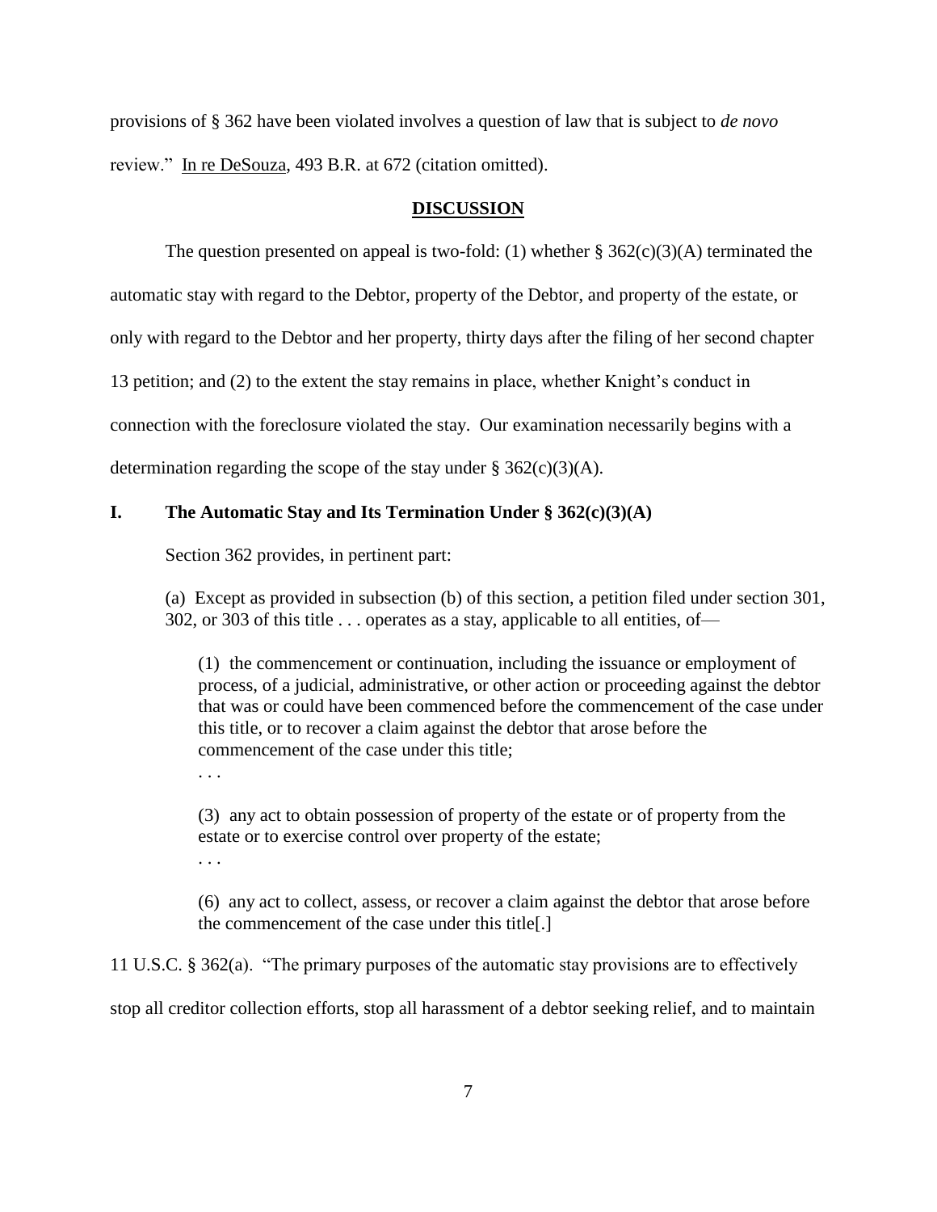provisions of § 362 have been violated involves a question of law that is subject to *de novo* review." In re DeSouza, 493 B.R. at 672 (citation omitted).

## DISCUSSION

The question presented on appeal is two-fold: (1) whether § 362(c)(3)(A) terminated the automatic stay with regard to the Debtor, property of the Debtor, and property of the estate, or only with regard to the Debtor and her property, thirty days after the filing of her second chapter 13 petition; and (2) to the extent the stay remains in place, whether Knight's conduct in connection with the foreclosure violated the stay. Our examination necessarily begins with a determination regarding the scope of the stay under § 362(c)(3)(A).

### I. The Automatic Stay and Its Termination Under § 362(c)(3)(A)

Section 362 provides, in pertinent part:

> (a) Except as provided in subsection (b) of this section, a petition filed under section 301, 302, or 303 of this title . . . operates as a stay, applicable to all entities, of—
>
> > (1) the commencement or continuation, including the issuance or employment of process, of a judicial, administrative, or other action or proceeding against the debtor that was or could have been commenced before the commencement of the case under this title, or to recover a claim against the debtor that arose before the commencement of the case under this title;
> >
> > . . .
> >
> > (3) any act to obtain possession of property of the estate or of property from the estate or to exercise control over property of the estate;
> >
> > . . .
> >
> > (6) any act to collect, assess, or recover a claim against the debtor that arose before the commencement of the case under this title[.]

11 U.S.C. § 362(a). "The primary purposes of the automatic stay provisions are to effectively stop all creditor collection efforts, stop all harassment of a debtor seeking relief, and to maintain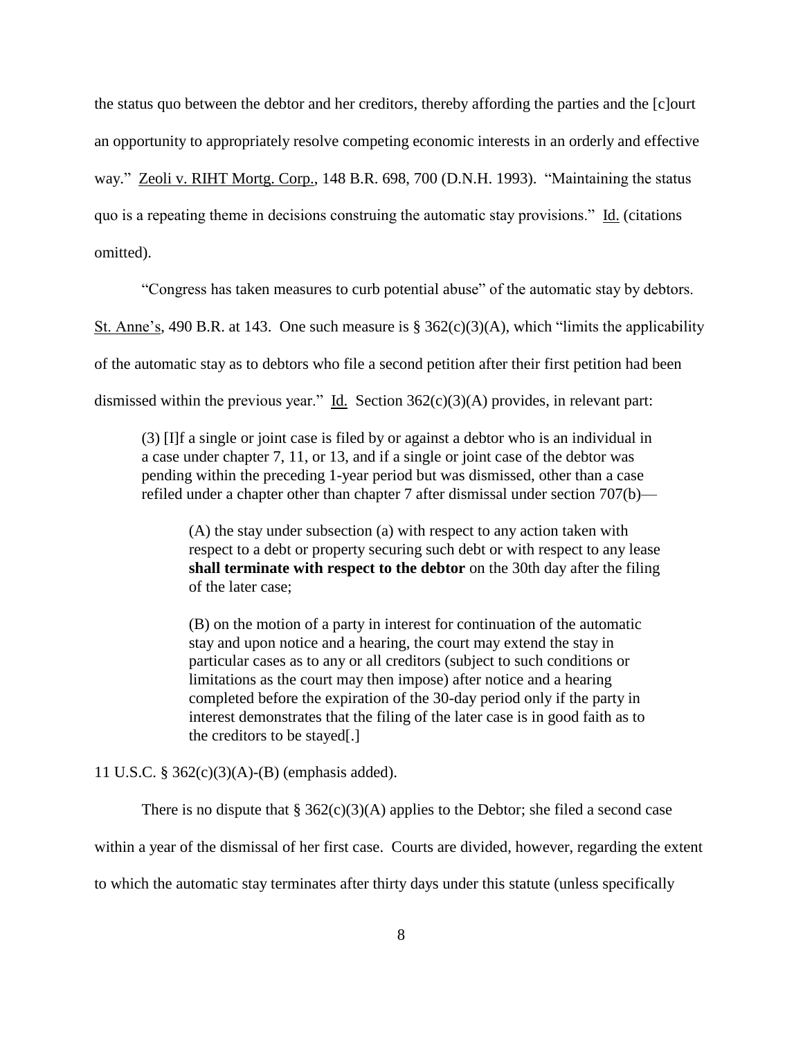the status quo between the debtor and her creditors, thereby affording the parties and the [c]ourt an opportunity to appropriately resolve competing economic interests in an orderly and effective way." Zeoli v. RIHT Mortg. Corp., 148 B.R. 698, 700 (D.N.H. 1993). "Maintaining the status quo is a repeating theme in decisions construing the automatic stay provisions." Id. (citations omitted).

"Congress has taken measures to curb potential abuse" of the automatic stay by debtors. St. Anne's, 490 B.R. at 143. One such measure is § 362(c)(3)(A), which "limits the applicability of the automatic stay as to debtors who file a second petition after their first petition had been dismissed within the previous year." Id. Section 362(c)(3)(A) provides, in relevant part:

> (3) [I]f a single or joint case is filed by or against a debtor who is an individual in a case under chapter 7, 11, or 13, and if a single or joint case of the debtor was pending within the preceding 1-year period but was dismissed, other than a case refiled under a chapter other than chapter 7 after dismissal under section 707(b)—
>
> > (A) the stay under subsection (a) with respect to any action taken with respect to a debt or property securing such debt or with respect to any lease **shall terminate with respect to the debtor** on the 30th day after the filing of the later case;
> >
> > (B) on the motion of a party in interest for continuation of the automatic stay and upon notice and a hearing, the court may extend the stay in particular cases as to any or all creditors (subject to such conditions or limitations as the court may then impose) after notice and a hearing completed before the expiration of the 30-day period only if the party in interest demonstrates that the filing of the later case is in good faith as to the creditors to be stayed[.]

11 U.S.C. § 362(c)(3)(A)-(B) (emphasis added).

There is no dispute that § 362(c)(3)(A) applies to the Debtor; she filed a second case within a year of the dismissal of her first case. Courts are divided, however, regarding the extent to which the automatic stay terminates after thirty days under this statute (unless specifically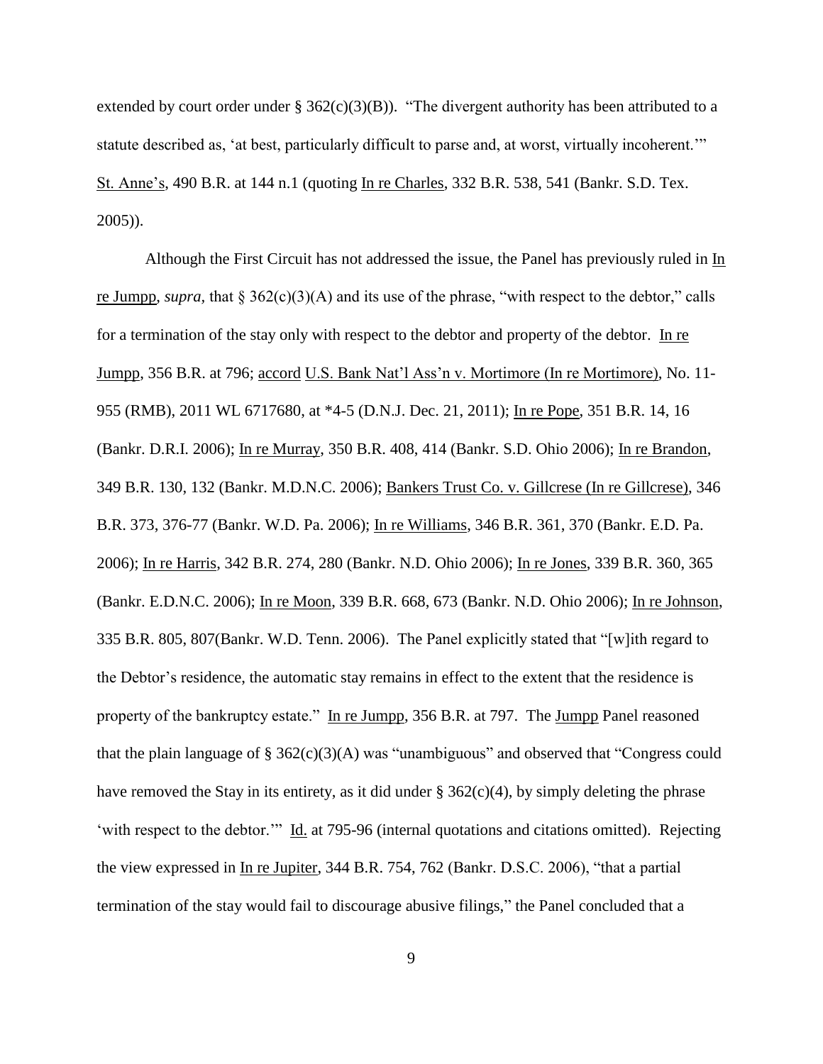extended by court order under § 362(c)(3)(B)). "The divergent authority has been attributed to a statute described as, 'at best, particularly difficult to parse and, at worst, virtually incoherent.'" St. Anne's, 490 B.R. at 144 n.1 (quoting In re Charles, 332 B.R. 538, 541 (Bankr. S.D. Tex. 2005)).

Although the First Circuit has not addressed the issue, the Panel has previously ruled in In re Jumpp, *supra,* that § 362(c)(3)(A) and its use of the phrase, "with respect to the debtor," calls for a termination of the stay only with respect to the debtor and property of the debtor. In re Jumpp, 356 B.R. at 796; accord U.S. Bank Nat'l Ass'n v. Mortimore (In re Mortimore), No. 11-955 (RMB), 2011 WL 6717680, at *4-5 (D.N.J. Dec. 21, 2011); In re Pope, 351 B.R. 14, 16 (Bankr. D.R.I. 2006); In re Murray, 350 B.R. 408, 414 (Bankr. S.D. Ohio 2006); In re Brandon, 349 B.R. 130, 132 (Bankr. M.D.N.C. 2006); Bankers Trust Co. v. Gillcrese (In re Gillcrese), 346 B.R. 373, 376-77 (Bankr. W.D. Pa. 2006); In re Williams, 346 B.R. 361, 370 (Bankr. E.D. Pa. 2006); In re Harris, 342 B.R. 274, 280 (Bankr. N.D. Ohio 2006); In re Jones, 339 B.R. 360, 365 (Bankr. E.D.N.C. 2006); In re Moon, 339 B.R. 668, 673 (Bankr. N.D. Ohio 2006); In re Johnson, 335 B.R. 805, 807(Bankr. W.D. Tenn. 2006). The Panel explicitly stated that "[w]ith regard to the Debtor's residence, the automatic stay remains in effect to the extent that the residence is property of the bankruptcy estate." In re Jumpp, 356 B.R. at 797. The Jumpp Panel reasoned that the plain language of § 362(c)(3)(A) was "unambiguous" and observed that "Congress could have removed the Stay in its entirety, as it did under § 362(c)(4), by simply deleting the phrase 'with respect to the debtor.'" Id. at 795-96 (internal quotations and citations omitted). Rejecting the view expressed in In re Jupiter, 344 B.R. 754, 762 (Bankr. D.S.C. 2006), "that a partial termination of the stay would fail to discourage abusive filings," the Panel concluded that a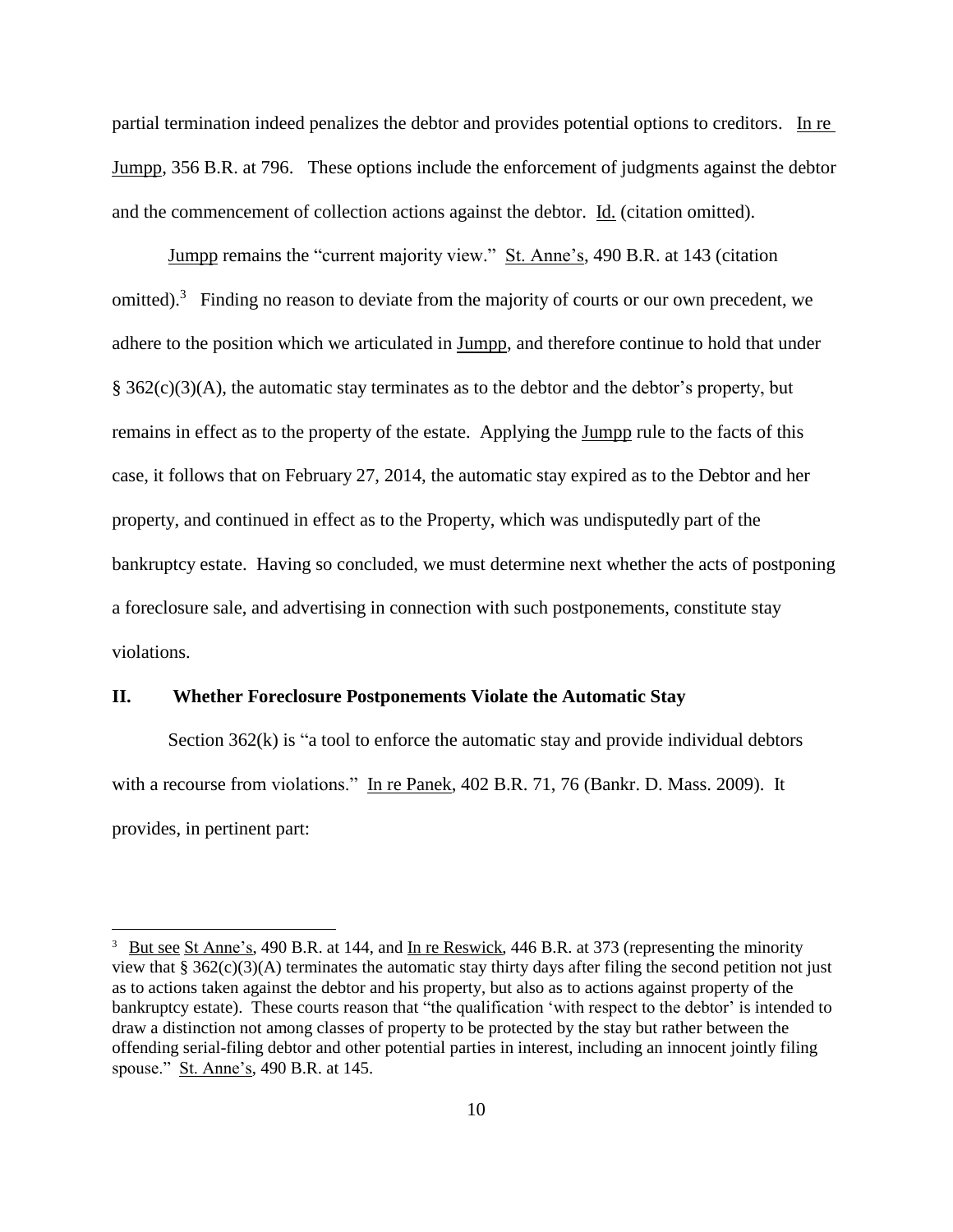partial termination indeed penalizes the debtor and provides potential options to creditors. In re Jumpp, 356 B.R. at 796. These options include the enforcement of judgments against the debtor and the commencement of collection actions against the debtor. Id. (citation omitted).

Jumpp remains the "current majority view." St. Anne's, 490 B.R. at 143 (citation omitted).[3] Finding no reason to deviate from the majority of courts or our own precedent, we adhere to the position which we articulated in Jumpp, and therefore continue to hold that under § 362(c)(3)(A), the automatic stay terminates as to the debtor and the debtor's property, but remains in effect as to the property of the estate. Applying the Jumpp rule to the facts of this case, it follows that on February 27, 2014, the automatic stay expired as to the Debtor and her property, and continued in effect as to the Property, which was undisputedly part of the bankruptcy estate. Having so concluded, we must determine next whether the acts of postponing a foreclosure sale, and advertising in connection with such postponements, constitute stay violations.

## II. Whether Foreclosure Postponements Violate the Automatic Stay

Section 362(k) is "a tool to enforce the automatic stay and provide individual debtors with a recourse from violations." In re Panek, 402 B.R. 71, 76 (Bankr. D. Mass. 2009). It provides, in pertinent part:

---

[3] But see St Anne's, 490 B.R. at 144, and In re Reswick, 446 B.R. at 373 (representing the minority view that § 362(c)(3)(A) terminates the automatic stay thirty days after filing the second petition not just as to actions taken against the debtor and his property, but also as to actions against property of the bankruptcy estate). These courts reason that "the qualification 'with respect to the debtor' is intended to draw a distinction not among classes of property to be protected by the stay but rather between the offending serial-filing debtor and other potential parties in interest, including an innocent jointly filing spouse." St. Anne's, 490 B.R. at 145.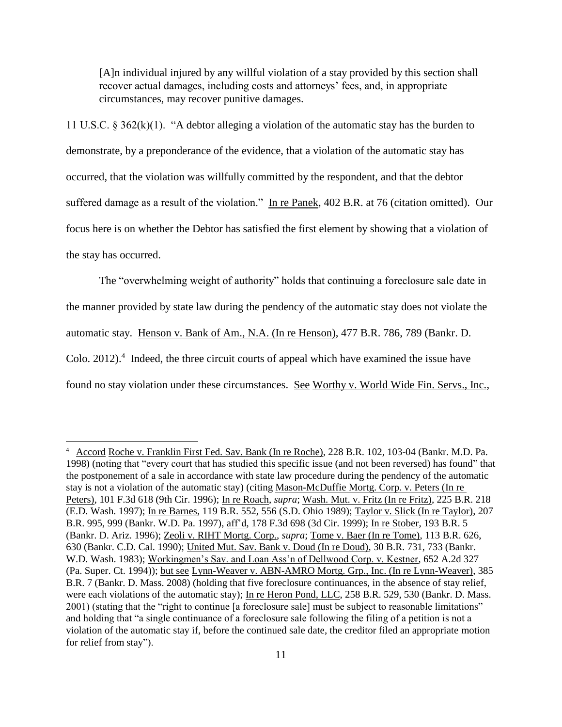> [A]n individual injured by any willful violation of a stay provided by this section shall recover actual damages, including costs and attorneys' fees, and, in appropriate circumstances, may recover punitive damages.

11 U.S.C. § 362(k)(1). "A debtor alleging a violation of the automatic stay has the burden to demonstrate, by a preponderance of the evidence, that a violation of the automatic stay has occurred, that the violation was willfully committed by the respondent, and that the debtor suffered damage as a result of the violation." In re Panek, 402 B.R. at 76 (citation omitted). Our focus here is on whether the Debtor has satisfied the first element by showing that a violation of the stay has occurred.

The "overwhelming weight of authority" holds that continuing a foreclosure sale date in the manner provided by state law during the pendency of the automatic stay does not violate the automatic stay. Henson v. Bank of Am., N.A. (In re Henson), 477 B.R. 786, 789 (Bankr. D. Colo. 2012).[4] Indeed, the three circuit courts of appeal which have examined the issue have found no stay violation under these circumstances. See Worthy v. World Wide Fin. Servs., Inc.,

---

[4] Accord Roche v. Franklin First Fed. Sav. Bank (In re Roche), 228 B.R. 102, 103-04 (Bankr. M.D. Pa. 1998) (noting that "every court that has studied this specific issue (and not been reversed) has found" that the postponement of a sale in accordance with state law procedure during the pendency of the automatic stay is not a violation of the automatic stay) (citing Mason-McDuffie Mortg. Corp. v. Peters (In re Peters), 101 F.3d 618 (9th Cir. 1996); In re Roach, *supra*; Wash. Mut. v. Fritz (In re Fritz), 225 B.R. 218 (E.D. Wash. 1997); In re Barnes, 119 B.R. 552, 556 (S.D. Ohio 1989); Taylor v. Slick (In re Taylor), 207 B.R. 995, 999 (Bankr. W.D. Pa. 1997), aff'd, 178 F.3d 698 (3d Cir. 1999); In re Stober, 193 B.R. 5 (Bankr. D. Ariz. 1996); Zeoli v. RIHT Mortg. Corp., *supra*; Tome v. Baer (In re Tome), 113 B.R. 626, 630 (Bankr. C.D. Cal. 1990); United Mut. Sav. Bank v. Doud (In re Doud), 30 B.R. 731, 733 (Bankr. W.D. Wash. 1983); Workingmen's Sav. and Loan Ass'n of Dellwood Corp. v. Kestner, 652 A.2d 327 (Pa. Super. Ct. 1994)); but see Lynn-Weaver v. ABN-AMRO Mortg. Grp., Inc. (In re Lynn-Weaver), 385 B.R. 7 (Bankr. D. Mass. 2008) (holding that five foreclosure continuances, in the absence of stay relief, were each violations of the automatic stay); In re Heron Pond, LLC, 258 B.R. 529, 530 (Bankr. D. Mass. 2001) (stating that the "right to continue [a foreclosure sale] must be subject to reasonable limitations" and holding that "a single continuance of a foreclosure sale following the filing of a petition is not a violation of the automatic stay if, before the continued sale date, the creditor filed an appropriate motion for relief from stay").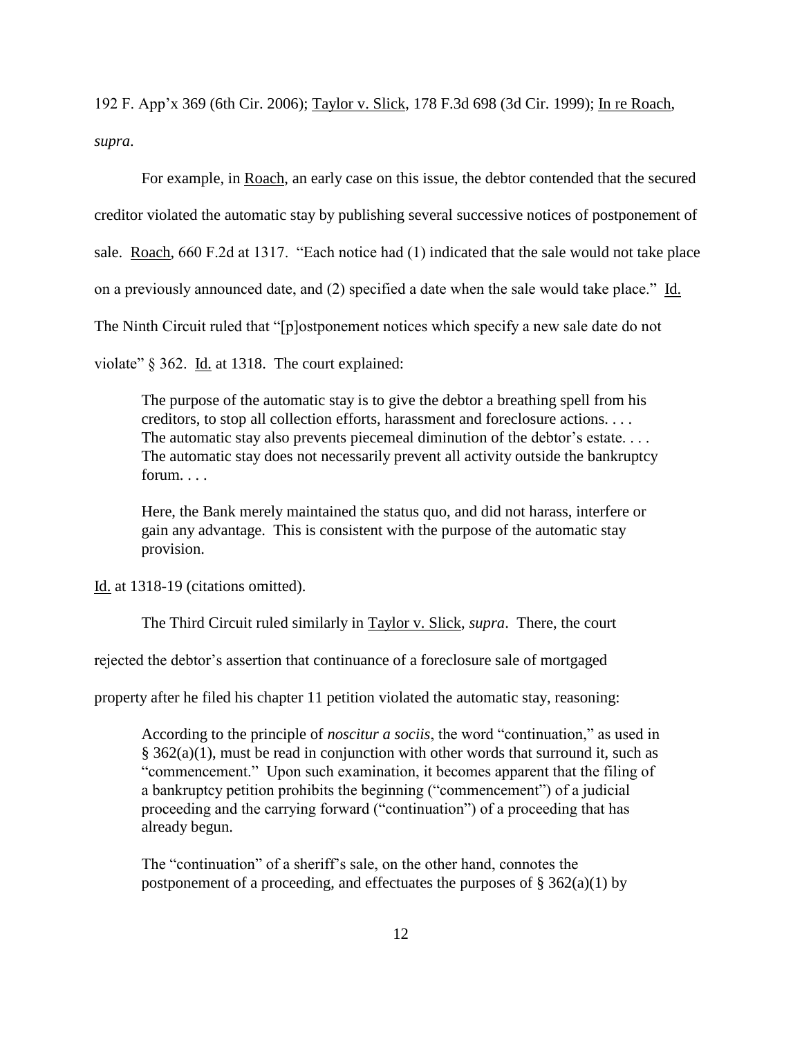192 F. App'x 369 (6th Cir. 2006); Taylor v. Slick, 178 F.3d 698 (3d Cir. 1999); In re Roach, *supra*.

For example, in Roach, an early case on this issue, the debtor contended that the secured creditor violated the automatic stay by publishing several successive notices of postponement of sale. Roach, 660 F.2d at 1317. "Each notice had (1) indicated that the sale would not take place on a previously announced date, and (2) specified a date when the sale would take place." Id. The Ninth Circuit ruled that "[p]ostponement notices which specify a new sale date do not violate" § 362. Id. at 1318. The court explained:

> The purpose of the automatic stay is to give the debtor a breathing spell from his creditors, to stop all collection efforts, harassment and foreclosure actions. . . . The automatic stay also prevents piecemeal diminution of the debtor's estate. . . . The automatic stay does not necessarily prevent all activity outside the bankruptcy forum. . . .
>
> Here, the Bank merely maintained the status quo, and did not harass, interfere or gain any advantage. This is consistent with the purpose of the automatic stay provision.

Id. at 1318-19 (citations omitted).

The Third Circuit ruled similarly in Taylor v. Slick, *supra*. There, the court rejected the debtor's assertion that continuance of a foreclosure sale of mortgaged property after he filed his chapter 11 petition violated the automatic stay, reasoning:

> According to the principle of *noscitur a sociis*, the word "continuation," as used in § 362(a)(1), must be read in conjunction with other words that surround it, such as "commencement." Upon such examination, it becomes apparent that the filing of a bankruptcy petition prohibits the beginning ("commencement") of a judicial proceeding and the carrying forward ("continuation") of a proceeding that has already begun.
>
> The "continuation" of a sheriff's sale, on the other hand, connotes the postponement of a proceeding, and effectuates the purposes of § 362(a)(1) by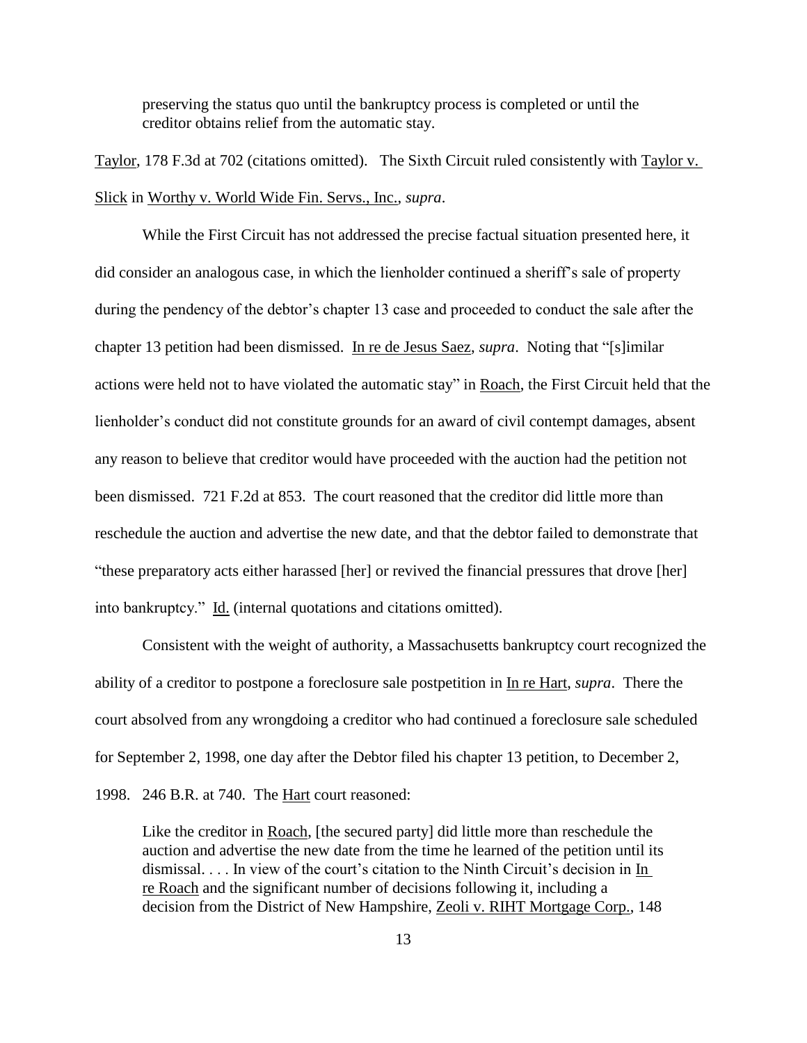> preserving the status quo until the bankruptcy process is completed or until the creditor obtains relief from the automatic stay.

Taylor, 178 F.3d at 702 (citations omitted). The Sixth Circuit ruled consistently with Taylor v. Slick in Worthy v. World Wide Fin. Servs., Inc., *supra*.

While the First Circuit has not addressed the precise factual situation presented here, it did consider an analogous case, in which the lienholder continued a sheriff's sale of property during the pendency of the debtor's chapter 13 case and proceeded to conduct the sale after the chapter 13 petition had been dismissed. In re de Jesus Saez, *supra*. Noting that "[s]imilar actions were held not to have violated the automatic stay" in Roach, the First Circuit held that the lienholder's conduct did not constitute grounds for an award of civil contempt damages, absent any reason to believe that creditor would have proceeded with the auction had the petition not been dismissed. 721 F.2d at 853. The court reasoned that the creditor did little more than reschedule the auction and advertise the new date, and that the debtor failed to demonstrate that "these preparatory acts either harassed [her] or revived the financial pressures that drove [her] into bankruptcy." Id. (internal quotations and citations omitted).

Consistent with the weight of authority, a Massachusetts bankruptcy court recognized the ability of a creditor to postpone a foreclosure sale postpetition in In re Hart, *supra*. There the court absolved from any wrongdoing a creditor who had continued a foreclosure sale scheduled for September 2, 1998, one day after the Debtor filed his chapter 13 petition, to December 2, 1998. 246 B.R. at 740. The Hart court reasoned:

> Like the creditor in Roach, [the secured party] did little more than reschedule the auction and advertise the new date from the time he learned of the petition until its dismissal. . . . In view of the court's citation to the Ninth Circuit's decision in In re Roach and the significant number of decisions following it, including a decision from the District of New Hampshire, Zeoli v. RIHT Mortgage Corp., 148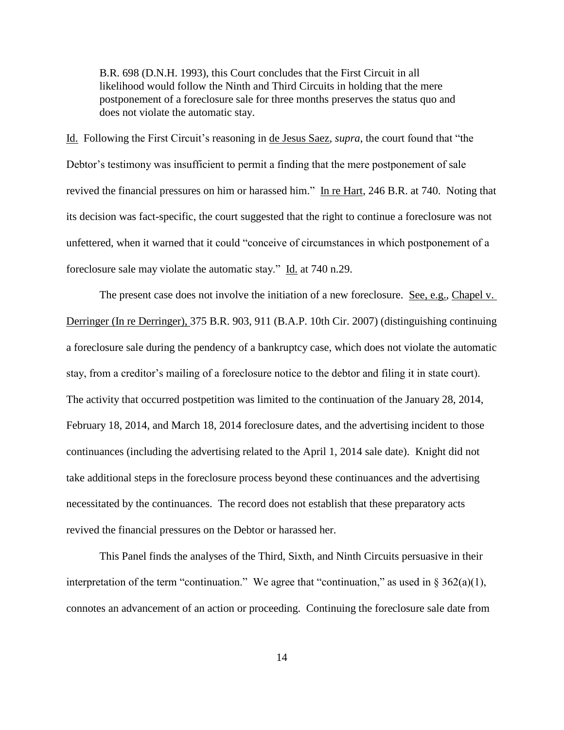> B.R. 698 (D.N.H. 1993), this Court concludes that the First Circuit in all likelihood would follow the Ninth and Third Circuits in holding that the mere postponement of a foreclosure sale for three months preserves the status quo and does not violate the automatic stay.

Id. Following the First Circuit's reasoning in de Jesus Saez, *supra*, the court found that "the Debtor's testimony was insufficient to permit a finding that the mere postponement of sale revived the financial pressures on him or harassed him." In re Hart, 246 B.R. at 740. Noting that its decision was fact-specific, the court suggested that the right to continue a foreclosure was not unfettered, when it warned that it could "conceive of circumstances in which postponement of a foreclosure sale may violate the automatic stay." Id. at 740 n.29.

The present case does not involve the initiation of a new foreclosure. See, e.g., Chapel v. Derringer (In re Derringer), 375 B.R. 903, 911 (B.A.P. 10th Cir. 2007) (distinguishing continuing a foreclosure sale during the pendency of a bankruptcy case, which does not violate the automatic stay, from a creditor's mailing of a foreclosure notice to the debtor and filing it in state court). The activity that occurred postpetition was limited to the continuation of the January 28, 2014, February 18, 2014, and March 18, 2014 foreclosure dates, and the advertising incident to those continuances (including the advertising related to the April 1, 2014 sale date). Knight did not take additional steps in the foreclosure process beyond these continuances and the advertising necessitated by the continuances. The record does not establish that these preparatory acts revived the financial pressures on the Debtor or harassed her.

This Panel finds the analyses of the Third, Sixth, and Ninth Circuits persuasive in their interpretation of the term "continuation." We agree that "continuation," as used in § 362(a)(1), connotes an advancement of an action or proceeding. Continuing the foreclosure sale date from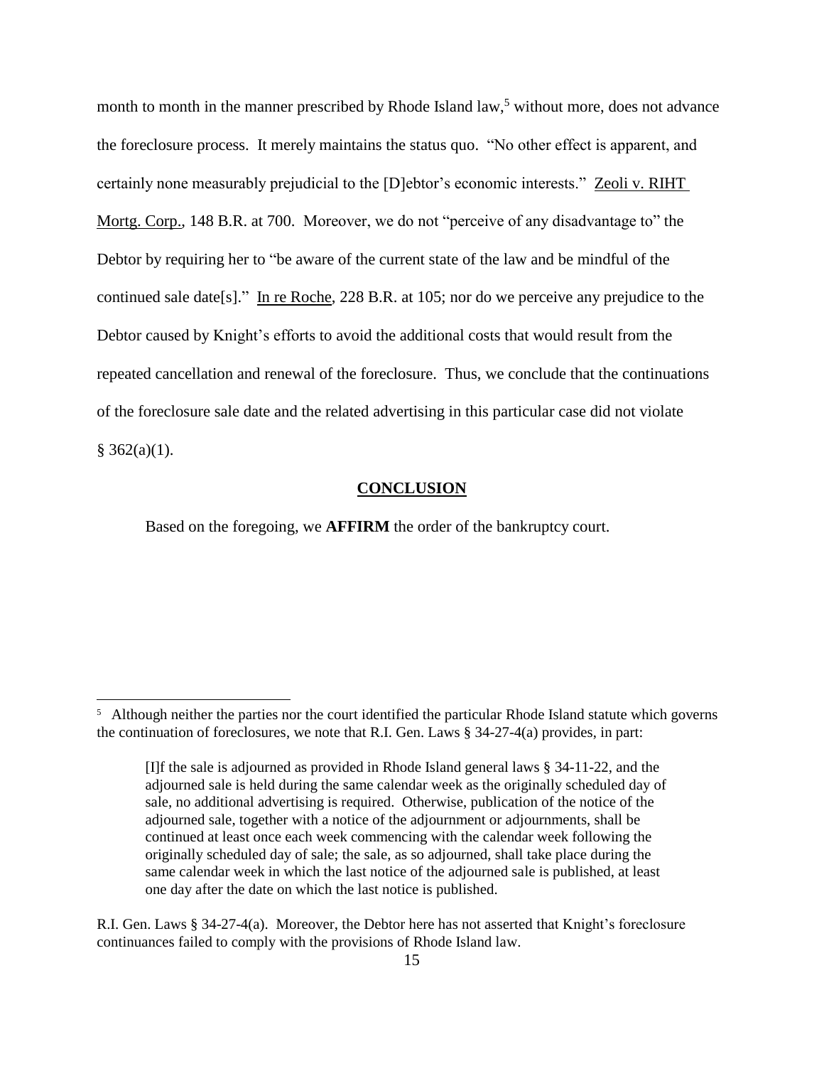month to month in the manner prescribed by Rhode Island law,[5] without more, does not advance the foreclosure process. It merely maintains the status quo. "No other effect is apparent, and certainly none measurably prejudicial to the [D]ebtor's economic interests." Zeoli v. RIHT Mortg. Corp., 148 B.R. at 700. Moreover, we do not "perceive of any disadvantage to" the Debtor by requiring her to "be aware of the current state of the law and be mindful of the continued sale date[s]." In re Roche, 228 B.R. at 105; nor do we perceive any prejudice to the Debtor caused by Knight's efforts to avoid the additional costs that would result from the repeated cancellation and renewal of the foreclosure. Thus, we conclude that the continuations of the foreclosure sale date and the related advertising in this particular case did not violate § 362(a)(1).

## CONCLUSION

Based on the foregoing, we **AFFIRM** the order of the bankruptcy court.

---

[5] Although neither the parties nor the court identified the particular Rhode Island statute which governs the continuation of foreclosures, we note that R.I. Gen. Laws § 34-27-4(a) provides, in part:

> [I]f the sale is adjourned as provided in Rhode Island general laws § 34-11-22, and the adjourned sale is held during the same calendar week as the originally scheduled day of sale, no additional advertising is required. Otherwise, publication of the notice of the adjourned sale, together with a notice of the adjournment or adjournments, shall be continued at least once each week commencing with the calendar week following the originally scheduled day of sale; the sale, as so adjourned, shall take place during the same calendar week in which the last notice of the adjourned sale is published, at least one day after the date on which the last notice is published.

R.I. Gen. Laws § 34-27-4(a). Moreover, the Debtor here has not asserted that Knight's foreclosure continuances failed to comply with the provisions of Rhode Island law.